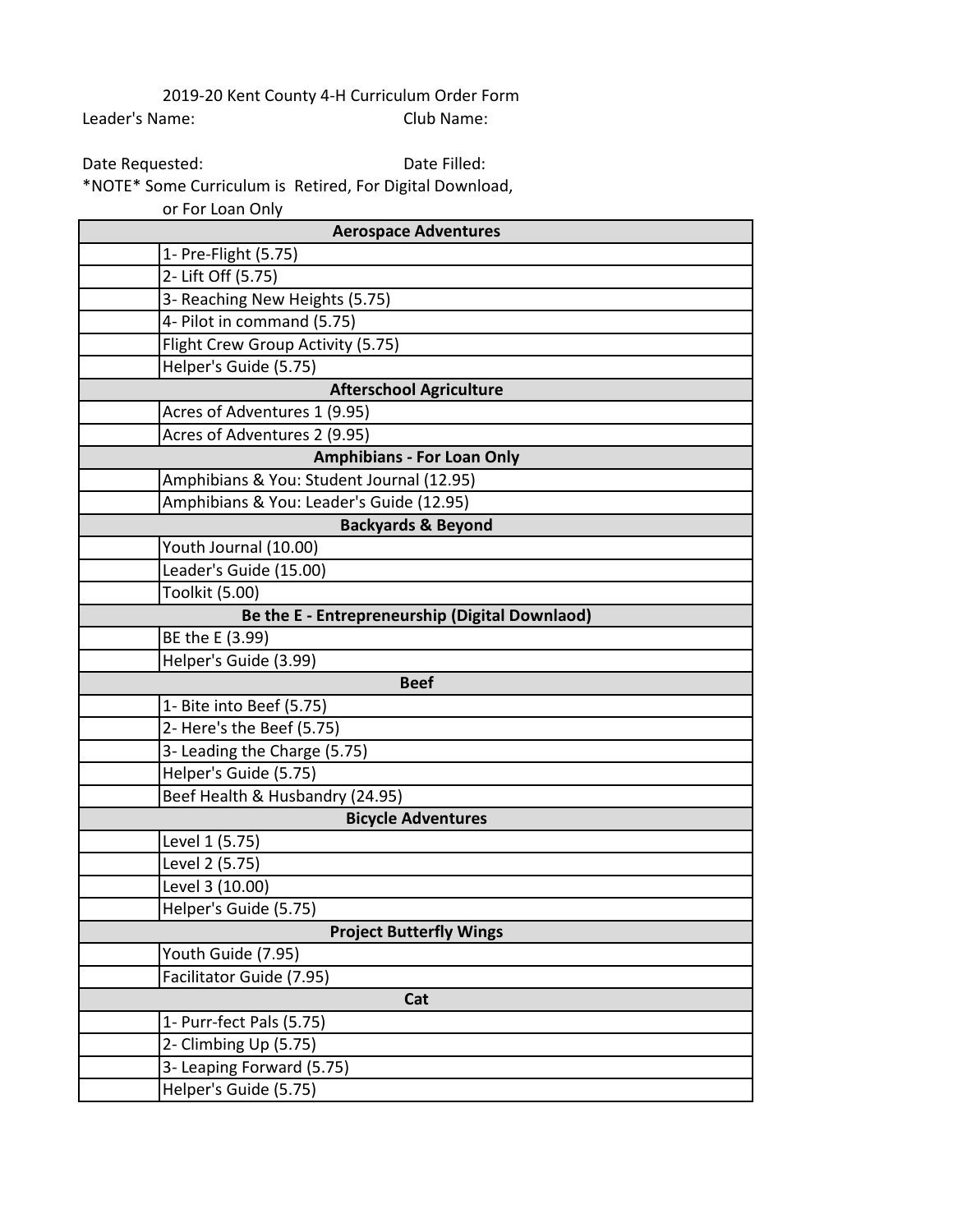2019-20 Kent County 4-H Curriculum Order Form

Leader's Name: Club Name:

Date Requested: Date Filled:

*NOTE* Some Curriculum is Retired, For Digital Download, or For Loan Only

| | |
|---|---|
| | **Aerospace Adventures** |
| | 1- Pre-Flight (5.75) |
| | 2- Lift Off (5.75) |
| | 3- Reaching New Heights (5.75) |
| | 4- Pilot in command (5.75) |
| | Flight Crew Group Activity (5.75) |
| | Helper's Guide (5.75) |
| | **Afterschool Agriculture** |
| | Acres of Adventures 1 (9.95) |
| | Acres of Adventures 2 (9.95) |
| | **Amphibians - For Loan Only** |
| | Amphibians & You: Student Journal (12.95) |
| | Amphibians & You: Leader's Guide (12.95) |
| | **Backyards & Beyond** |
| | Youth Journal (10.00) |
| | Leader's Guide (15.00) |
| | Toolkit (5.00) |
| | **Be the E - Entrepreneurship (Digital Downlaod)** |
| | BE the E (3.99) |
| | Helper's Guide (3.99) |
| | **Beef** |
| | 1- Bite into Beef (5.75) |
| | 2- Here's the Beef (5.75) |
| | 3- Leading the Charge (5.75) |
| | Helper's Guide (5.75) |
| | Beef Health & Husbandry (24.95) |
| | **Bicycle Adventures** |
| | Level 1 (5.75) |
| | Level 2 (5.75) |
| | Level 3 (10.00) |
| | Helper's Guide (5.75) |
| | **Project Butterfly Wings** |
| | Youth Guide (7.95) |
| | Facilitator Guide (7.95) |
| | **Cat** |
| | 1- Purr-fect Pals (5.75) |
| | 2- Climbing Up (5.75) |
| | 3- Leaping Forward (5.75) |
| | Helper's Guide (5.75) |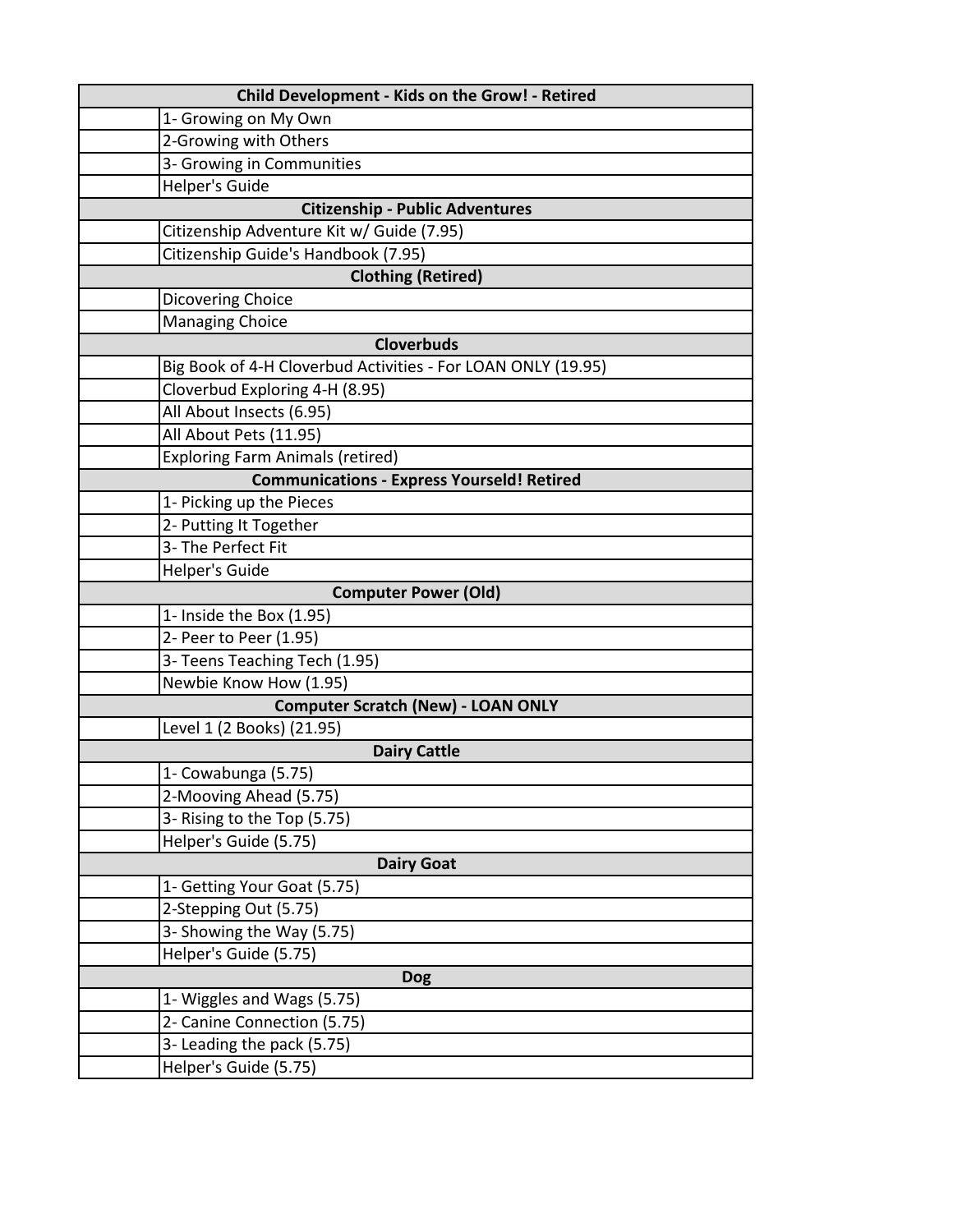| | |
|---|---|
| **Child Development - Kids on the Grow! - Retired** | |
| | 1- Growing on My Own |
| | 2-Growing with Others |
| | 3- Growing in Communities |
| | Helper's Guide |
| **Citizenship - Public Adventures** | |
| | Citizenship Adventure Kit w/ Guide (7.95) |
| | Citizenship Guide's Handbook (7.95) |
| **Clothing (Retired)** | |
| | Dicovering Choice |
| | Managing Choice |
| **Cloverbuds** | |
| | Big Book of 4-H Cloverbud Activities - For LOAN ONLY (19.95) |
| | Cloverbud Exploring 4-H (8.95) |
| | All About Insects (6.95) |
| | All About Pets (11.95) |
| | Exploring Farm Animals (retired) |
| **Communications - Express Yourseld! Retired** | |
| | 1- Picking up the Pieces |
| | 2- Putting It Together |
| | 3- The Perfect Fit |
| | Helper's Guide |
| **Computer Power (Old)** | |
| | 1- Inside the Box (1.95) |
| | 2- Peer to Peer (1.95) |
| | 3- Teens Teaching Tech (1.95) |
| | Newbie Know How (1.95) |
| **Computer Scratch (New) - LOAN ONLY** | |
| | Level 1 (2 Books) (21.95) |
| **Dairy Cattle** | |
| | 1- Cowabunga (5.75) |
| | 2-Mooving Ahead (5.75) |
| | 3- Rising to the Top (5.75) |
| | Helper's Guide (5.75) |
| **Dairy Goat** | |
| | 1- Getting Your Goat (5.75) |
| | 2-Stepping Out (5.75) |
| | 3- Showing the Way (5.75) |
| | Helper's Guide (5.75) |
| **Dog** | |
| | 1- Wiggles and Wags (5.75) |
| | 2- Canine Connection (5.75) |
| | 3- Leading the pack (5.75) |
| | Helper's Guide (5.75) |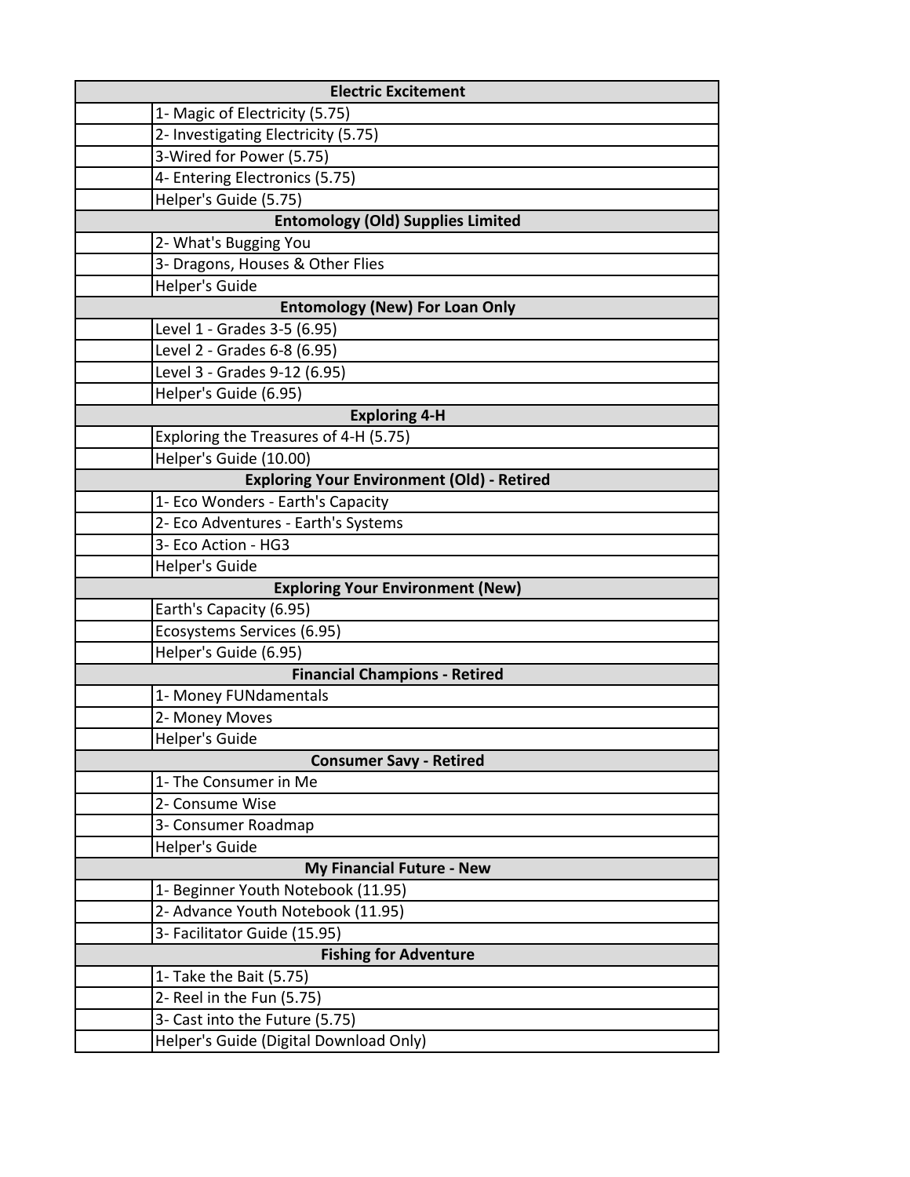| | |
|---|---|
| **Electric Excitement** | |
| | 1- Magic of Electricity (5.75) |
| | 2- Investigating Electricity (5.75) |
| | 3-Wired for Power (5.75) |
| | 4- Entering Electronics (5.75) |
| | Helper's Guide (5.75) |
| **Entomology (Old) Supplies Limited** | |
| | 2- What's Bugging You |
| | 3- Dragons, Houses & Other Flies |
| | Helper's Guide |
| **Entomology (New) For Loan Only** | |
| | Level 1 - Grades 3-5 (6.95) |
| | Level 2 - Grades 6-8 (6.95) |
| | Level 3 - Grades 9-12 (6.95) |
| | Helper's Guide (6.95) |
| **Exploring 4-H** | |
| | Exploring the Treasures of 4-H (5.75) |
| | Helper's Guide (10.00) |
| **Exploring Your Environment (Old) - Retired** | |
| | 1- Eco Wonders - Earth's Capacity |
| | 2- Eco Adventures - Earth's Systems |
| | 3- Eco Action - HG3 |
| | Helper's Guide |
| **Exploring Your Environment (New)** | |
| | Earth's Capacity (6.95) |
| | Ecosystems Services (6.95) |
| | Helper's Guide (6.95) |
| **Financial Champions - Retired** | |
| | 1- Money FUNdamentals |
| | 2- Money Moves |
| | Helper's Guide |
| **Consumer Savy - Retired** | |
| | 1- The Consumer in Me |
| | 2- Consume Wise |
| | 3- Consumer Roadmap |
| | Helper's Guide |
| **My Financial Future - New** | |
| | 1- Beginner Youth Notebook (11.95) |
| | 2- Advance Youth Notebook (11.95) |
| | 3- Facilitator Guide (15.95) |
| **Fishing for Adventure** | |
| | 1- Take the Bait (5.75) |
| | 2- Reel in the Fun (5.75) |
| | 3- Cast into the Future (5.75) |
| | Helper's Guide (Digital Download Only) |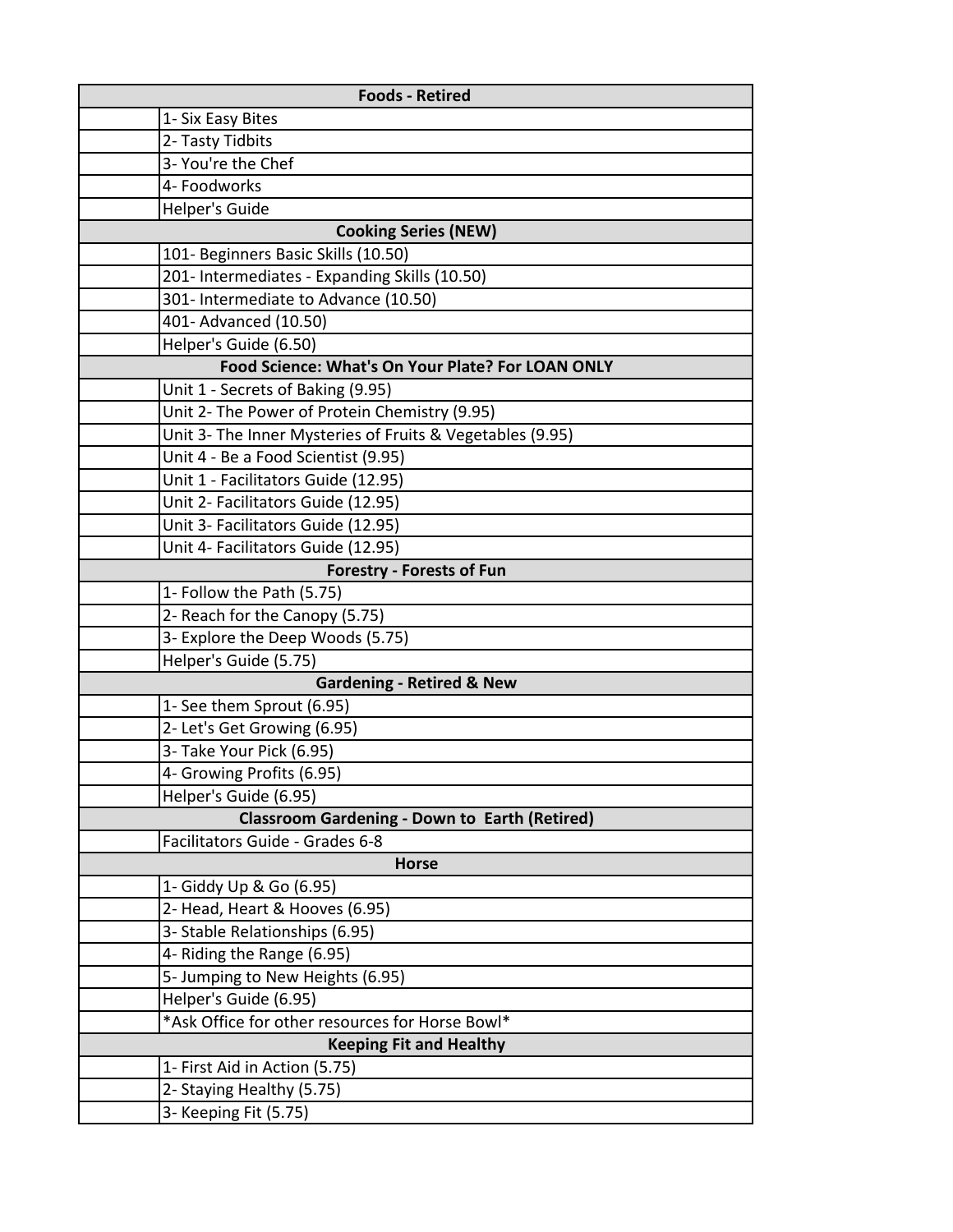| | Foods - Retired |
|---|---|
| | 1- Six Easy Bites |
| | 2- Tasty Tidbits |
| | 3- You're the Chef |
| | 4- Foodworks |
| | Helper's Guide |
| | **Cooking Series (NEW)** |
| | 101- Beginners Basic Skills (10.50) |
| | 201- Intermediates - Expanding Skills (10.50) |
| | 301- Intermediate to Advance (10.50) |
| | 401- Advanced (10.50) |
| | Helper's Guide (6.50) |
| | **Food Science: What's On Your Plate? For LOAN ONLY** |
| | Unit 1 - Secrets of Baking (9.95) |
| | Unit 2- The Power of Protein Chemistry (9.95) |
| | Unit 3- The Inner Mysteries of Fruits & Vegetables (9.95) |
| | Unit 4 - Be a Food Scientist (9.95) |
| | Unit 1 - Facilitators Guide (12.95) |
| | Unit 2- Facilitators Guide (12.95) |
| | Unit 3- Facilitators Guide (12.95) |
| | Unit 4- Facilitators Guide (12.95) |
| | **Forestry - Forests of Fun** |
| | 1- Follow the Path (5.75) |
| | 2- Reach for the Canopy (5.75) |
| | 3- Explore the Deep Woods (5.75) |
| | Helper's Guide (5.75) |
| | **Gardening - Retired & New** |
| | 1- See them Sprout (6.95) |
| | 2- Let's Get Growing (6.95) |
| | 3- Take Your Pick (6.95) |
| | 4- Growing Profits (6.95) |
| | Helper's Guide (6.95) |
| | **Classroom Gardening - Down to Earth (Retired)** |
| | Facilitators Guide - Grades 6-8 |
| | **Horse** |
| | 1- Giddy Up & Go (6.95) |
| | 2- Head, Heart & Hooves (6.95) |
| | 3- Stable Relationships (6.95) |
| | 4- Riding the Range (6.95) |
| | 5- Jumping to New Heights (6.95) |
| | Helper's Guide (6.95) |
| | *Ask Office for other resources for Horse Bowl* |
| | **Keeping Fit and Healthy** |
| | 1- First Aid in Action (5.75) |
| | 2- Staying Healthy (5.75) |
| | 3- Keeping Fit (5.75) |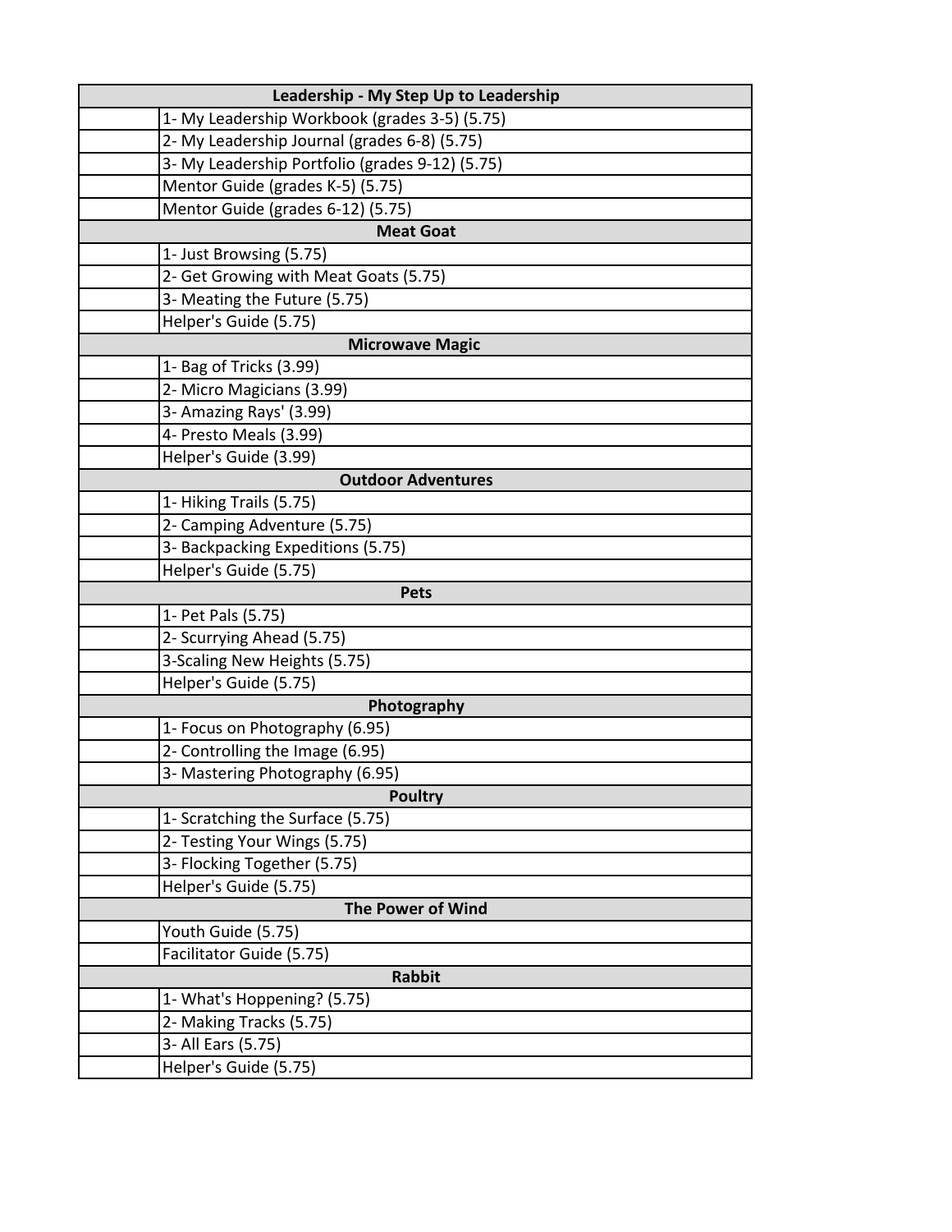| | |
|---|---|
| **Leadership - My Step Up to Leadership** | |
| | 1- My Leadership Workbook (grades 3-5) (5.75) |
| | 2- My Leadership Journal (grades 6-8) (5.75) |
| | 3- My Leadership Portfolio (grades 9-12) (5.75) |
| | Mentor Guide (grades K-5) (5.75) |
| | Mentor Guide (grades 6-12) (5.75) |
| **Meat Goat** | |
| | 1- Just Browsing (5.75) |
| | 2- Get Growing with Meat Goats (5.75) |
| | 3- Meating the Future (5.75) |
| | Helper's Guide (5.75) |
| **Microwave Magic** | |
| | 1- Bag of Tricks (3.99) |
| | 2- Micro Magicians (3.99) |
| | 3- Amazing Rays' (3.99) |
| | 4- Presto Meals (3.99) |
| | Helper's Guide (3.99) |
| **Outdoor Adventures** | |
| | 1- Hiking Trails (5.75) |
| | 2- Camping Adventure (5.75) |
| | 3- Backpacking Expeditions (5.75) |
| | Helper's Guide (5.75) |
| **Pets** | |
| | 1- Pet Pals (5.75) |
| | 2- Scurrying Ahead (5.75) |
| | 3-Scaling New Heights (5.75) |
| | Helper's Guide (5.75) |
| **Photography** | |
| | 1- Focus on Photography (6.95) |
| | 2- Controlling the Image (6.95) |
| | 3- Mastering Photography (6.95) |
| **Poultry** | |
| | 1- Scratching the Surface (5.75) |
| | 2- Testing Your Wings (5.75) |
| | 3- Flocking Together (5.75) |
| | Helper's Guide (5.75) |
| **The Power of Wind** | |
| | Youth Guide (5.75) |
| | Facilitator Guide (5.75) |
| **Rabbit** | |
| | 1- What's Hoppening? (5.75) |
| | 2- Making Tracks (5.75) |
| | 3- All Ears (5.75) |
| | Helper's Guide (5.75) |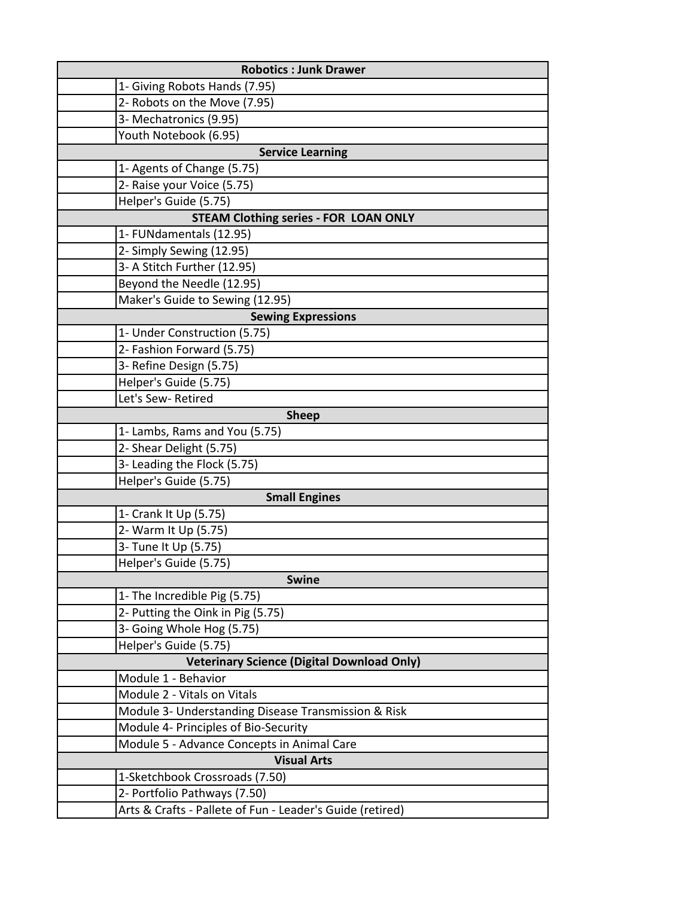| | Robotics : Junk Drawer |
|---|---|
| | 1- Giving Robots Hands (7.95) |
| | 2- Robots on the Move (7.95) |
| | 3- Mechatronics (9.95) |
| | Youth Notebook (6.95) |
| | **Service Learning** |
| | 1- Agents of Change (5.75) |
| | 2- Raise your Voice (5.75) |
| | Helper's Guide (5.75) |
| | **STEAM Clothing series - FOR LOAN ONLY** |
| | 1- FUNdamentals (12.95) |
| | 2- Simply Sewing (12.95) |
| | 3- A Stitch Further (12.95) |
| | Beyond the Needle (12.95) |
| | Maker's Guide to Sewing (12.95) |
| | **Sewing Expressions** |
| | 1- Under Construction (5.75) |
| | 2- Fashion Forward (5.75) |
| | 3- Refine Design (5.75) |
| | Helper's Guide (5.75) |
| | Let's Sew- Retired |
| | **Sheep** |
| | 1- Lambs, Rams and You (5.75) |
| | 2- Shear Delight (5.75) |
| | 3- Leading the Flock (5.75) |
| | Helper's Guide (5.75) |
| | **Small Engines** |
| | 1- Crank It Up (5.75) |
| | 2- Warm It Up (5.75) |
| | 3- Tune It Up (5.75) |
| | Helper's Guide (5.75) |
| | **Swine** |
| | 1- The Incredible Pig (5.75) |
| | 2- Putting the Oink in Pig (5.75) |
| | 3- Going Whole Hog (5.75) |
| | Helper's Guide (5.75) |
| | **Veterinary Science (Digital Download Only)** |
| | Module 1 - Behavior |
| | Module 2 - Vitals on Vitals |
| | Module 3- Understanding Disease Transmission & Risk |
| | Module 4- Principles of Bio-Security |
| | Module 5 - Advance Concepts in Animal Care |
| | **Visual Arts** |
| | 1-Sketchbook Crossroads (7.50) |
| | 2- Portfolio Pathways (7.50) |
| | Arts & Crafts - Pallete of Fun - Leader's Guide (retired) |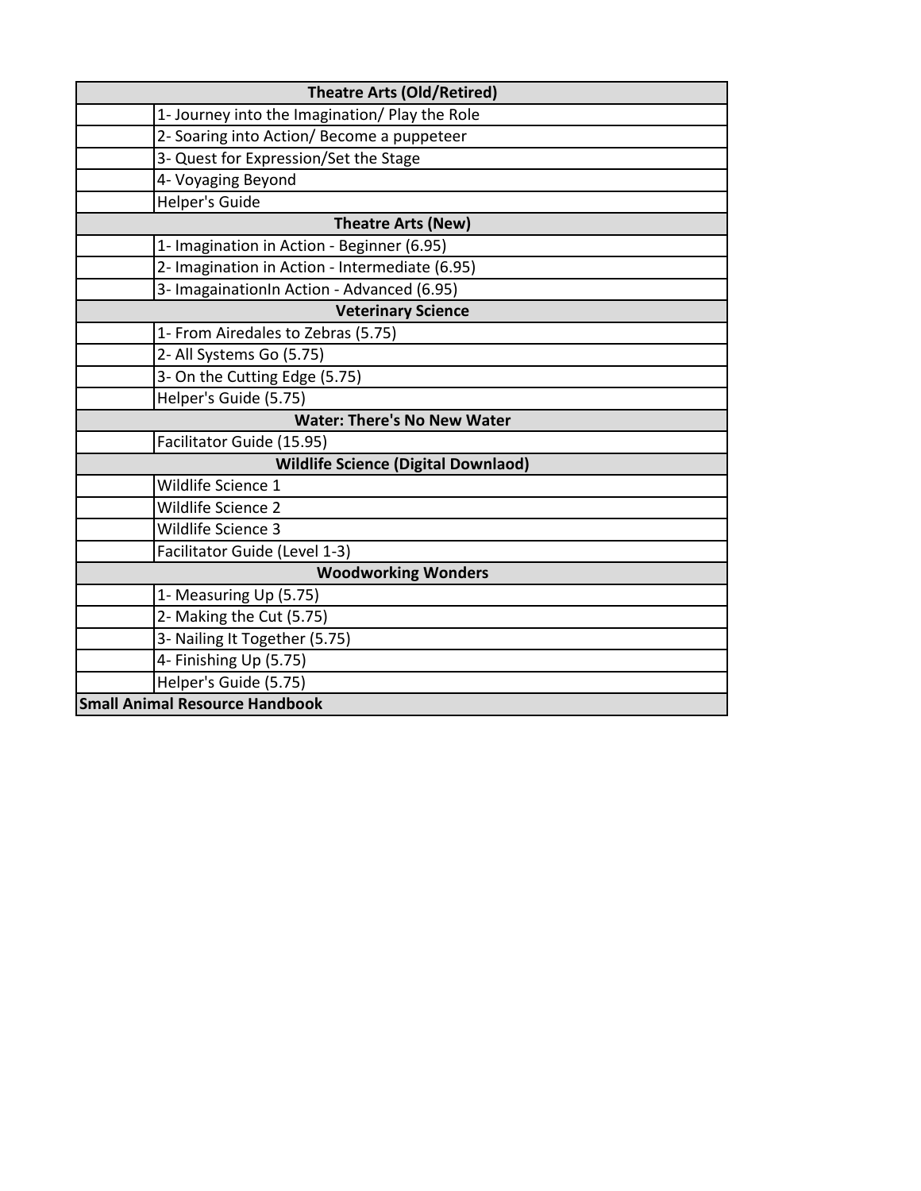| | |
|---|---|
| **Theatre Arts (Old/Retired)** | |
| | 1- Journey into the Imagination/ Play the Role |
| | 2- Soaring into Action/ Become a puppeteer |
| | 3- Quest for Expression/Set the Stage |
| | 4- Voyaging Beyond |
| | Helper's Guide |
| **Theatre Arts (New)** | |
| | 1- Imagination in Action - Beginner (6.95) |
| | 2- Imagination in Action - Intermediate (6.95) |
| | 3- ImagainationIn Action - Advanced (6.95) |
| **Veterinary Science** | |
| | 1- From Airedales to Zebras (5.75) |
| | 2- All Systems Go (5.75) |
| | 3- On the Cutting Edge (5.75) |
| | Helper's Guide (5.75) |
| **Water: There's No New Water** | |
| | Facilitator Guide (15.95) |
| **Wildlife Science (Digital Downlaod)** | |
| | Wildlife Science 1 |
| | Wildlife Science 2 |
| | Wildlife Science 3 |
| | Facilitator Guide (Level 1-3) |
| **Woodworking Wonders** | |
| | 1- Measuring Up (5.75) |
| | 2- Making the Cut (5.75) |
| | 3- Nailing It Together (5.75) |
| | 4- Finishing Up (5.75) |
| | Helper's Guide (5.75) |
| **Small Animal Resource Handbook** | |